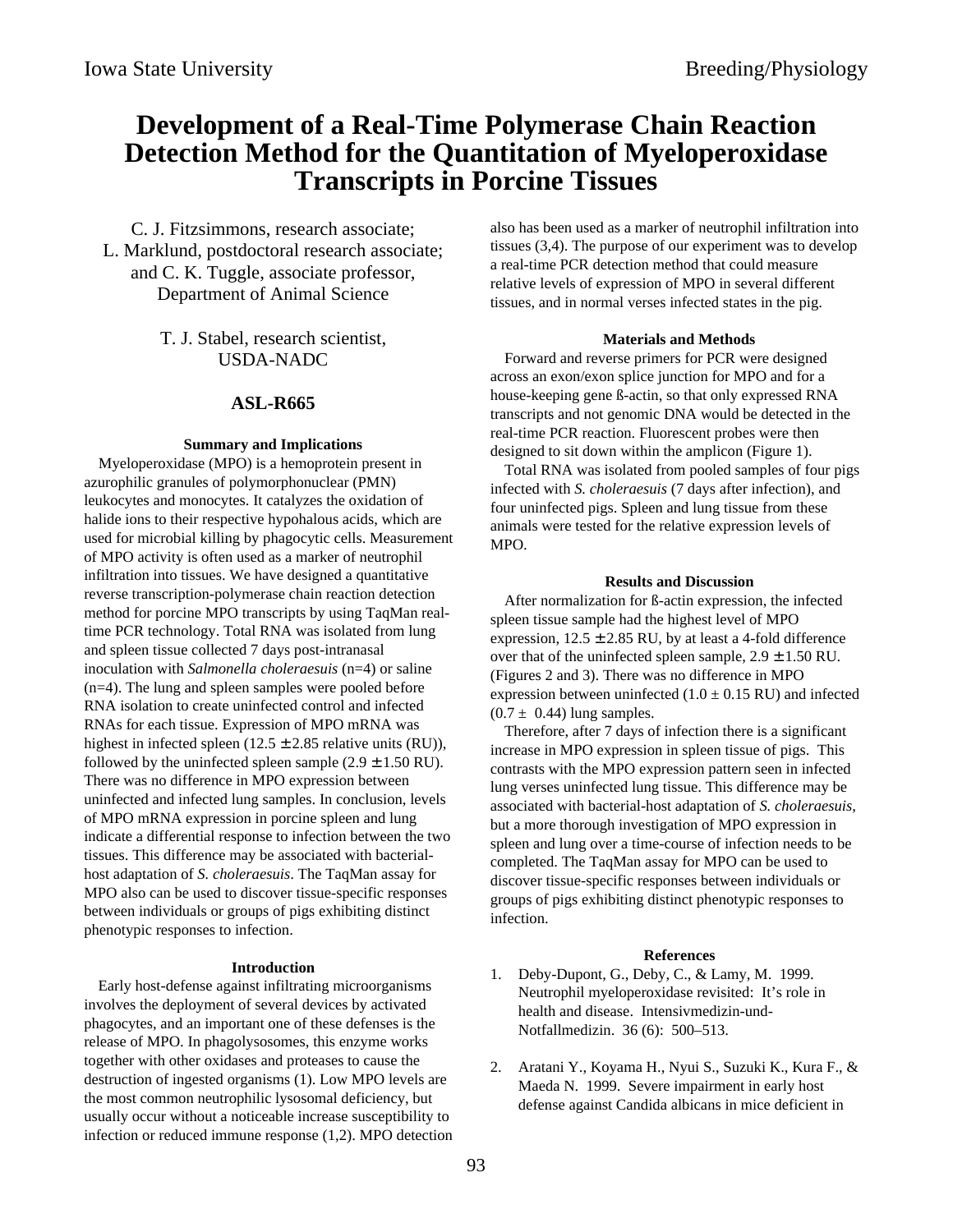# Development of a Real-Time Polymerase Chain Reaction Detection Method for the Quantitation of Myeloperoxidase Transcripts in Porcine Tissues

C. J. Fitzsimmons, research associate;
L. Marklund, postdoctoral research associate;
and C. K. Tuggle, associate professor,
Department of Animal Science

T. J. Stabel, research scientist,
USDA-NADC

## ASL-R665

### Summary and Implications

Myeloperoxidase (MPO) is a hemoprotein present in azurophilic granules of polymorphonuclear (PMN) leukocytes and monocytes. It catalyzes the oxidation of halide ions to their respective hypohalous acids, which are used for microbial killing by phagocytic cells. Measurement of MPO activity is often used as a marker of neutrophil infiltration into tissues. We have designed a quantitative reverse transcription-polymerase chain reaction detection method for porcine MPO transcripts by using TaqMan real-time PCR technology. Total RNA was isolated from lung and spleen tissue collected 7 days post-intranasal inoculation with *Salmonella choleraesuis* (n=4) or saline (n=4). The lung and spleen samples were pooled before RNA isolation to create uninfected control and infected RNAs for each tissue. Expression of MPO mRNA was highest in infected spleen (12.5 ± 2.85 relative units (RU)), followed by the uninfected spleen sample (2.9 ± 1.50 RU). There was no difference in MPO expression between uninfected and infected lung samples. In conclusion, levels of MPO mRNA expression in porcine spleen and lung indicate a differential response to infection between the two tissues. This difference may be associated with bacterial-host adaptation of *S. choleraesuis*. The TaqMan assay for MPO also can be used to discover tissue-specific responses between individuals or groups of pigs exhibiting distinct phenotypic responses to infection.

### Introduction

Early host-defense against infiltrating microorganisms involves the deployment of several devices by activated phagocytes, and an important one of these defenses is the release of MPO. In phagolysosomes, this enzyme works together with other oxidases and proteases to cause the destruction of ingested organisms (1). Low MPO levels are the most common neutrophilic lysosomal deficiency, but usually occur without a noticeable increase susceptibility to infection or reduced immune response (1,2). MPO detection also has been used as a marker of neutrophil infiltration into tissues (3,4). The purpose of our experiment was to develop a real-time PCR detection method that could measure relative levels of expression of MPO in several different tissues, and in normal verses infected states in the pig.

### Materials and Methods

Forward and reverse primers for PCR were designed across an exon/exon splice junction for MPO and for a house-keeping gene ß-actin, so that only expressed RNA transcripts and not genomic DNA would be detected in the real-time PCR reaction. Fluorescent probes were then designed to sit down within the amplicon (Figure 1).

Total RNA was isolated from pooled samples of four pigs infected with *S. choleraesuis* (7 days after infection), and four uninfected pigs. Spleen and lung tissue from these animals were tested for the relative expression levels of MPO.

### Results and Discussion

After normalization for ß-actin expression, the infected spleen tissue sample had the highest level of MPO expression, 12.5 ± 2.85 RU, by at least a 4-fold difference over that of the uninfected spleen sample, 2.9 ± 1.50 RU. (Figures 2 and 3). There was no difference in MPO expression between uninfected (1.0 ± 0.15 RU) and infected (0.7 ± 0.44) lung samples.

Therefore, after 7 days of infection there is a significant increase in MPO expression in spleen tissue of pigs. This contrasts with the MPO expression pattern seen in infected lung verses uninfected lung tissue. This difference may be associated with bacterial-host adaptation of *S. choleraesuis*, but a more thorough investigation of MPO expression in spleen and lung over a time-course of infection needs to be completed. The TaqMan assay for MPO can be used to discover tissue-specific responses between individuals or groups of pigs exhibiting distinct phenotypic responses to infection.

### References

1. Deby-Dupont, G., Deby, C., & Lamy, M. 1999. Neutrophil myeloperoxidase revisited: It's role in health and disease. Intensivmedizin-und-Notfallmedizin. 36 (6): 500–513.

2. Aratani Y., Koyama H., Nyui S., Suzuki K., Kura F., & Maeda N. 1999. Severe impairment in early host defense against Candida albicans in mice deficient in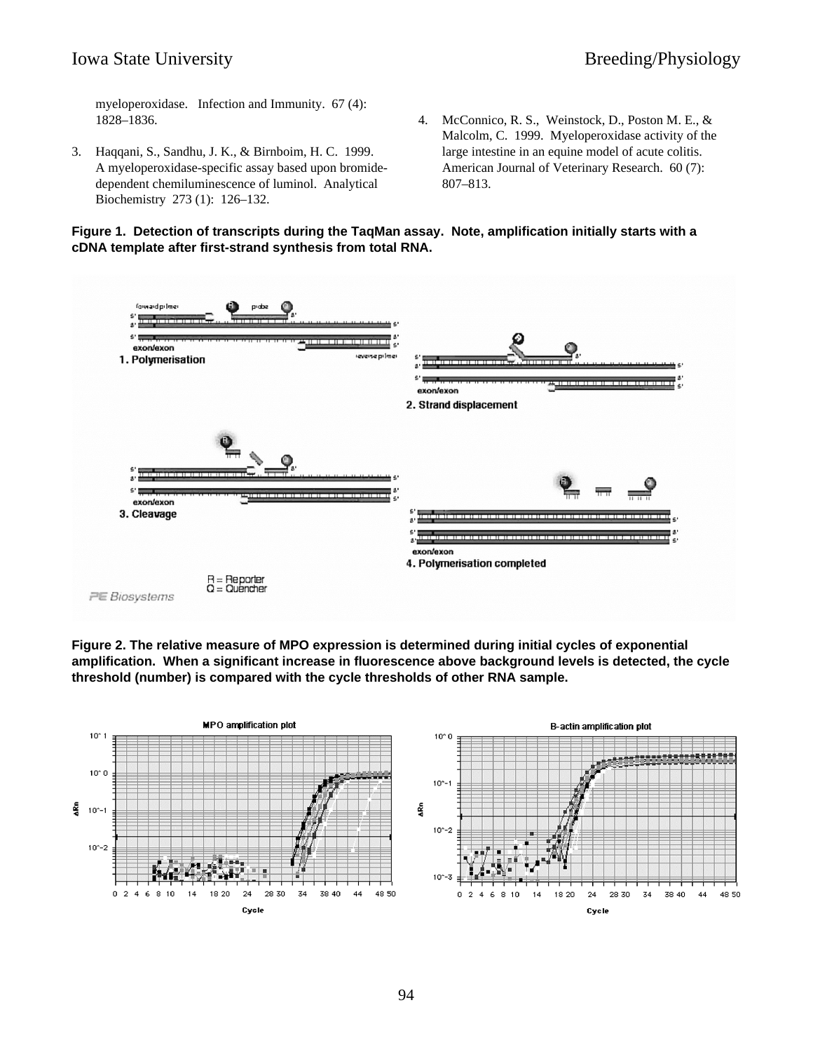myeloperoxidase. Infection and Immunity. 67 (4): 1828–1836.

3. Haqqani, S., Sandhu, J. K., & Birnboim, H. C. 1999. A myeloperoxidase-specific assay based upon bromide-dependent chemiluminescence of luminol. Analytical Biochemistry 273 (1): 126–132.

4. McConnico, R. S., Weinstock, D., Poston M. E., & Malcolm, C. 1999. Myeloperoxidase activity of the large intestine in an equine model of acute colitis. American Journal of Veterinary Research. 60 (7): 807–813.

**Figure 1. Detection of transcripts during the TaqMan assay. Note, amplification initially starts with a cDNA template after first-strand synthesis from total RNA.**

**Figure 2. The relative measure of MPO expression is determined during initial cycles of exponential amplification. When a significant increase in fluorescence above background levels is detected, the cycle threshold (number) is compared with the cycle thresholds of other RNA sample.**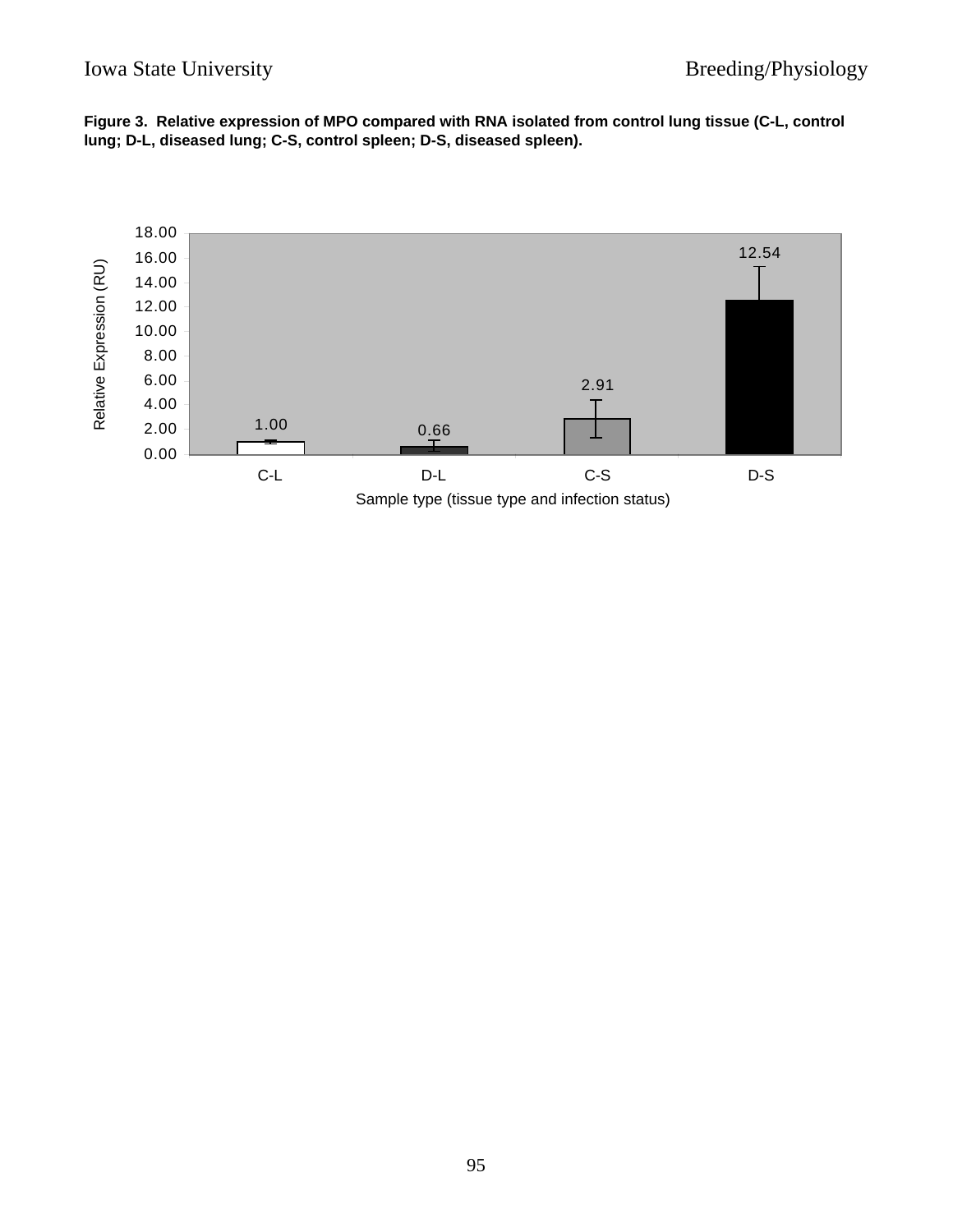**Figure 3. Relative expression of MPO compared with RNA isolated from control lung tissue (C-L, control lung; D-L, diseased lung; C-S, control spleen; D-S, diseased spleen).**

Relative Expression (RU)

18.00
16.00
14.00
12.00
10.00
8.00
6.00
4.00
2.00
0.00

1.00
0.66
2.91
12.54

C-L
D-L
C-S
D-S

Sample type (tissue type and infection status)